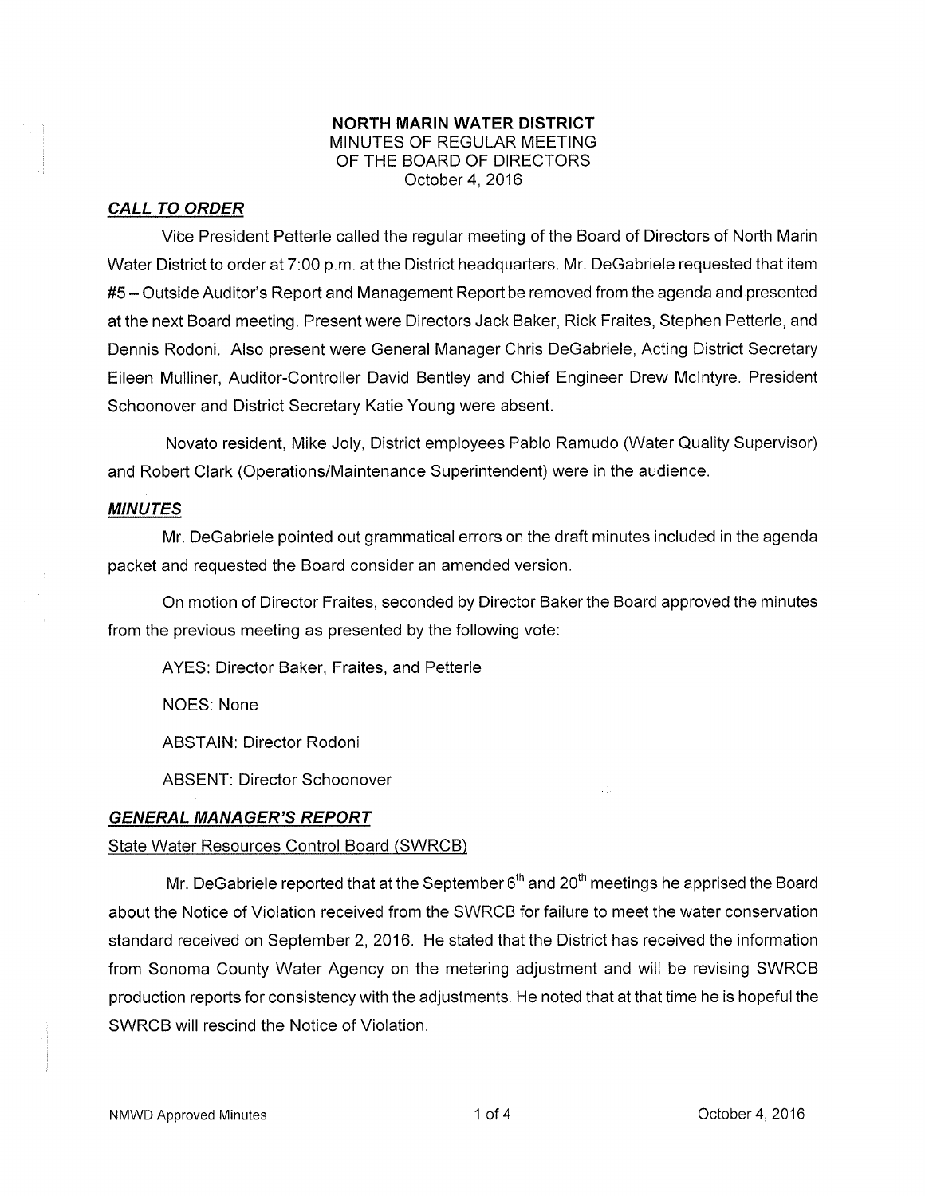**NORTH MARIN WATER DISTRICT**
MINUTES OF REGULAR MEETING
OF THE BOARD OF DIRECTORS
October 4, 2016

## ***CALL TO ORDER***

Vice President Petterle called the regular meeting of the Board of Directors of North Marin Water District to order at 7:00 p.m. at the District headquarters. Mr. DeGabriele requested that item #5 – Outside Auditor's Report and Management Report be removed from the agenda and presented at the next Board meeting. Present were Directors Jack Baker, Rick Fraites, Stephen Petterle, and Dennis Rodoni. Also present were General Manager Chris DeGabriele, Acting District Secretary Eileen Mulliner, Auditor-Controller David Bentley and Chief Engineer Drew McIntyre. President Schoonover and District Secretary Katie Young were absent.

Novato resident, Mike Joly, District employees Pablo Ramudo (Water Quality Supervisor) and Robert Clark (Operations/Maintenance Superintendent) were in the audience.

## ***MINUTES***

Mr. DeGabriele pointed out grammatical errors on the draft minutes included in the agenda packet and requested the Board consider an amended version.

On motion of Director Fraites, seconded by Director Baker the Board approved the minutes from the previous meeting as presented by the following vote:

AYES: Director Baker, Fraites, and Petterle

NOES: None

ABSTAIN: Director Rodoni

ABSENT: Director Schoonover

## ***GENERAL MANAGER'S REPORT***

State Water Resources Control Board (SWRCB)

Mr. DeGabriele reported that at the September 6th and 20th meetings he apprised the Board about the Notice of Violation received from the SWRCB for failure to meet the water conservation standard received on September 2, 2016. He stated that the District has received the information from Sonoma County Water Agency on the metering adjustment and will be revising SWRCB production reports for consistency with the adjustments. He noted that at that time he is hopeful the SWRCB will rescind the Notice of Violation.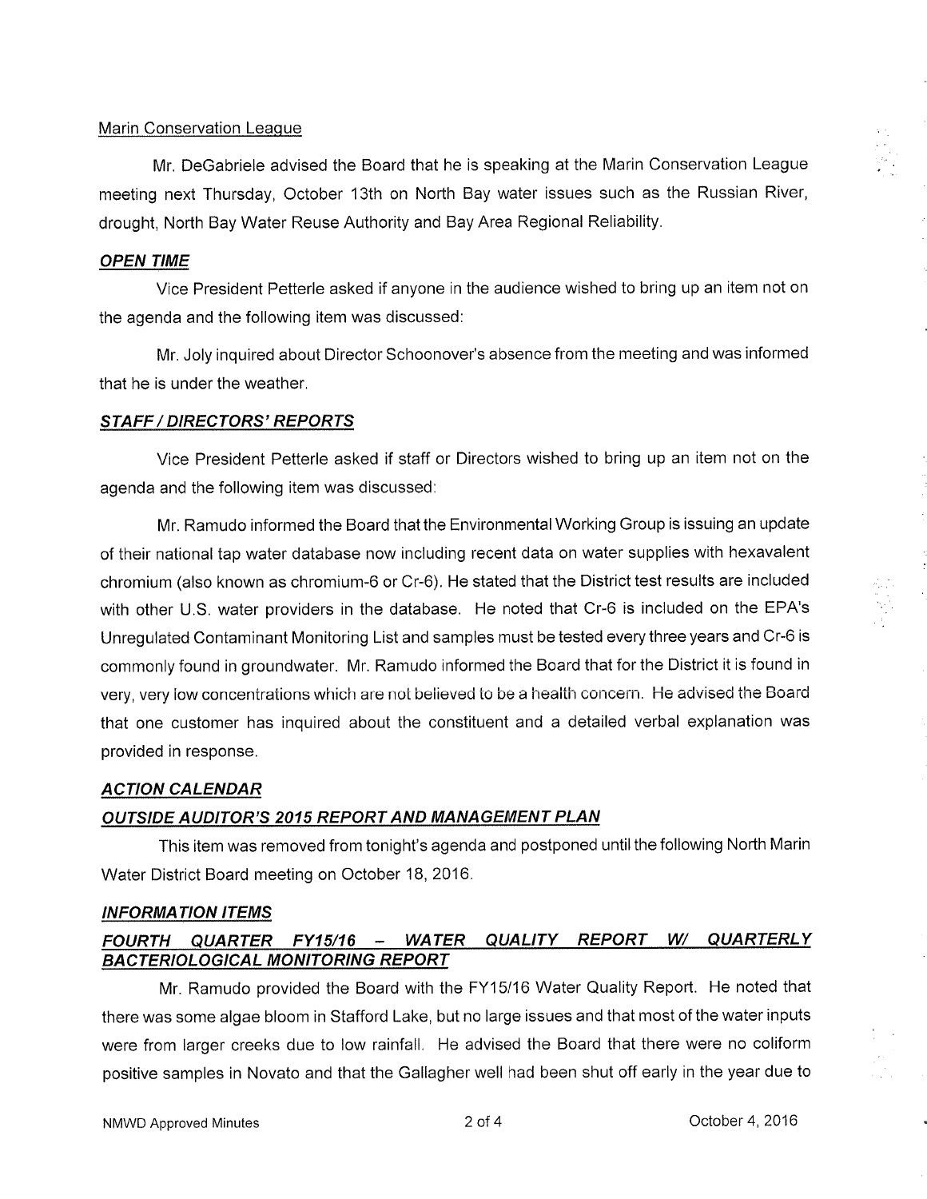Marin Conservation League

Mr. DeGabriele advised the Board that he is speaking at the Marin Conservation League meeting next Thursday, October 13th on North Bay water issues such as the Russian River, drought, North Bay Water Reuse Authority and Bay Area Regional Reliability.

***OPEN TIME***

Vice President Petterle asked if anyone in the audience wished to bring up an item not on the agenda and the following item was discussed:

Mr. Joly inquired about Director Schoonover's absence from the meeting and was informed that he is under the weather.

***STAFF / DIRECTORS' REPORTS***

Vice President Petterle asked if staff or Directors wished to bring up an item not on the agenda and the following item was discussed:

Mr. Ramudo informed the Board that the Environmental Working Group is issuing an update of their national tap water database now including recent data on water supplies with hexavalent chromium (also known as chromium-6 or Cr-6). He stated that the District test results are included with other U.S. water providers in the database. He noted that Cr-6 is included on the EPA's Unregulated Contaminant Monitoring List and samples must be tested every three years and Cr-6 is commonly found in groundwater. Mr. Ramudo informed the Board that for the District it is found in very, very low concentrations which are not believed to be a health concern. He advised the Board that one customer has inquired about the constituent and a detailed verbal explanation was provided in response.

***ACTION CALENDAR***

***OUTSIDE AUDITOR'S 2015 REPORT AND MANAGEMENT PLAN***

This item was removed from tonight's agenda and postponed until the following North Marin Water District Board meeting on October 18, 2016.

***INFORMATION ITEMS***

***FOURTH QUARTER FY15/16 – WATER QUALITY REPORT W/ QUARTERLY BACTERIOLOGICAL MONITORING REPORT***

Mr. Ramudo provided the Board with the FY15/16 Water Quality Report. He noted that there was some algae bloom in Stafford Lake, but no large issues and that most of the water inputs were from larger creeks due to low rainfall. He advised the Board that there were no coliform positive samples in Novato and that the Gallagher well had been shut off early in the year due to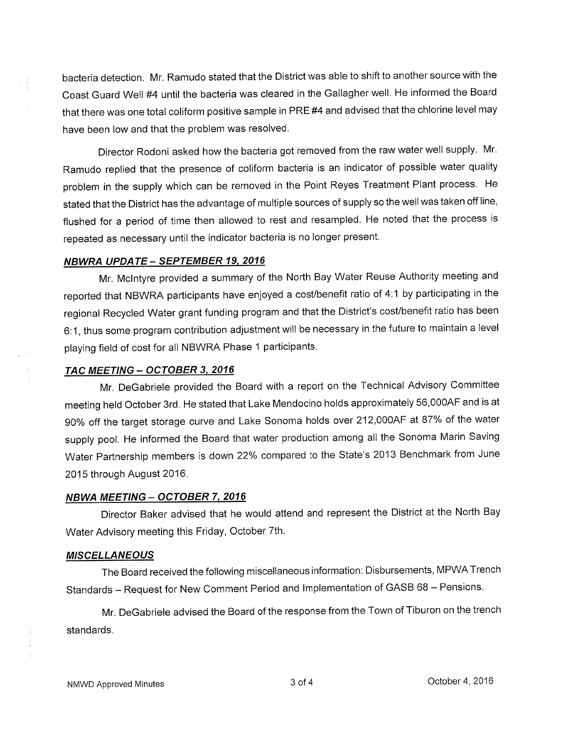bacteria detection. Mr. Ramudo stated that the District was able to shift to another source with the Coast Guard Well #4 until the bacteria was cleared in the Gallagher well. He informed the Board that there was one total coliform positive sample in PRE #4 and advised that the chlorine level may have been low and that the problem was resolved.

Director Rodoni asked how the bacteria got removed from the raw water well supply. Mr. Ramudo replied that the presence of coliform bacteria is an indicator of possible water quality problem in the supply which can be removed in the Point Reyes Treatment Plant process. He stated that the District has the advantage of multiple sources of supply so the well was taken off line, flushed for a period of time then allowed to rest and resampled. He noted that the process is repeated as necessary until the indicator bacteria is no longer present.

***NBWRA UPDATE – SEPTEMBER 19, 2016***

Mr. McIntyre provided a summary of the North Bay Water Reuse Authority meeting and reported that NBWRA participants have enjoyed a cost/benefit ratio of 4:1 by participating in the regional Recycled Water grant funding program and that the District's cost/benefit ratio has been 6:1, thus some program contribution adjustment will be necessary in the future to maintain a level playing field of cost for all NBWRA Phase 1 participants.

***TAC MEETING – OCTOBER 3, 2016***

Mr. DeGabriele provided the Board with a report on the Technical Advisory Committee meeting held October 3rd. He stated that Lake Mendocino holds approximately 56,000AF and is at 90% off the target storage curve and Lake Sonoma holds over 212,000AF at 87% of the water supply pool. He informed the Board that water production among all the Sonoma Marin Saving Water Partnership members is down 22% compared to the State's 2013 Benchmark from June 2015 through August 2016.

***NBWA MEETING – OCTOBER 7, 2016***

Director Baker advised that he would attend and represent the District at the North Bay Water Advisory meeting this Friday, October 7th.

***MISCELLANEOUS***

The Board received the following miscellaneous information: Disbursements, MPWA Trench Standards – Request for New Comment Period and Implementation of GASB 68 – Pensions.

Mr. DeGabriele advised the Board of the response from the Town of Tiburon on the trench standards.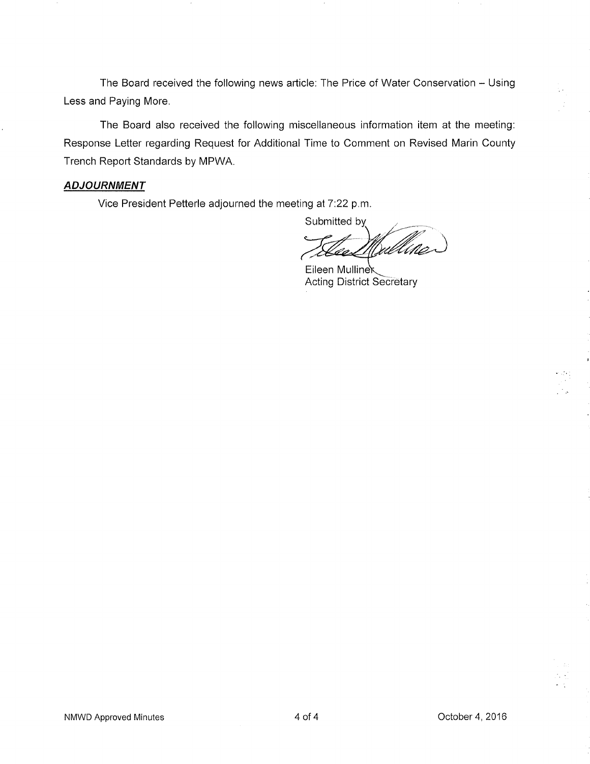The Board received the following news article: The Price of Water Conservation – Using Less and Paying More.

The Board also received the following miscellaneous information item at the meeting: Response Letter regarding Request for Additional Time to Comment on Revised Marin County Trench Report Standards by MPWA.

## ***ADJOURNMENT***

Vice President Petterle adjourned the meeting at 7:22 p.m.

Submitted by

Eileen Mulliner
Acting District Secretary